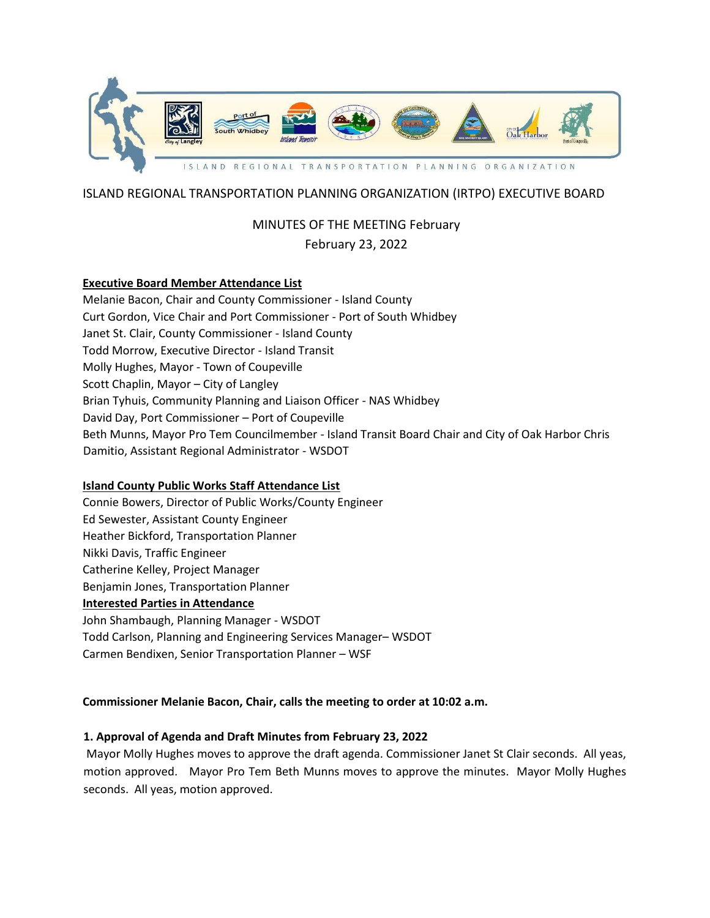ISLAND REGIONAL TRANSPORTATION PLANNING ORGANIZATION

# ISLAND REGIONAL TRANSPORTATION PLANNING ORGANIZATION (IRTPO) EXECUTIVE BOARD

MINUTES OF THE MEETING February
February 23, 2022

**Executive Board Member Attendance List**

Melanie Bacon, Chair and County Commissioner - Island County
Curt Gordon, Vice Chair and Port Commissioner - Port of South Whidbey
Janet St. Clair, County Commissioner - Island County
Todd Morrow, Executive Director - Island Transit
Molly Hughes, Mayor - Town of Coupeville
Scott Chaplin, Mayor – City of Langley
Brian Tyhuis, Community Planning and Liaison Officer - NAS Whidbey
David Day, Port Commissioner – Port of Coupeville
Beth Munns, Mayor Pro Tem Councilmember - Island Transit Board Chair and City of Oak Harbor Chris Damitio, Assistant Regional Administrator - WSDOT

**Island County Public Works Staff Attendance List**

Connie Bowers, Director of Public Works/County Engineer
Ed Sewester, Assistant County Engineer
Heather Bickford, Transportation Planner
Nikki Davis, Traffic Engineer
Catherine Kelley, Project Manager
Benjamin Jones, Transportation Planner

**Interested Parties in Attendance**

John Shambaugh, Planning Manager - WSDOT
Todd Carlson, Planning and Engineering Services Manager– WSDOT
Carmen Bendixen, Senior Transportation Planner – WSF

**Commissioner Melanie Bacon, Chair, calls the meeting to order at 10:02 a.m.**

**1. Approval of Agenda and Draft Minutes from February 23, 2022**

Mayor Molly Hughes moves to approve the draft agenda. Commissioner Janet St Clair seconds. All yeas, motion approved. Mayor Pro Tem Beth Munns moves to approve the minutes. Mayor Molly Hughes seconds. All yeas, motion approved.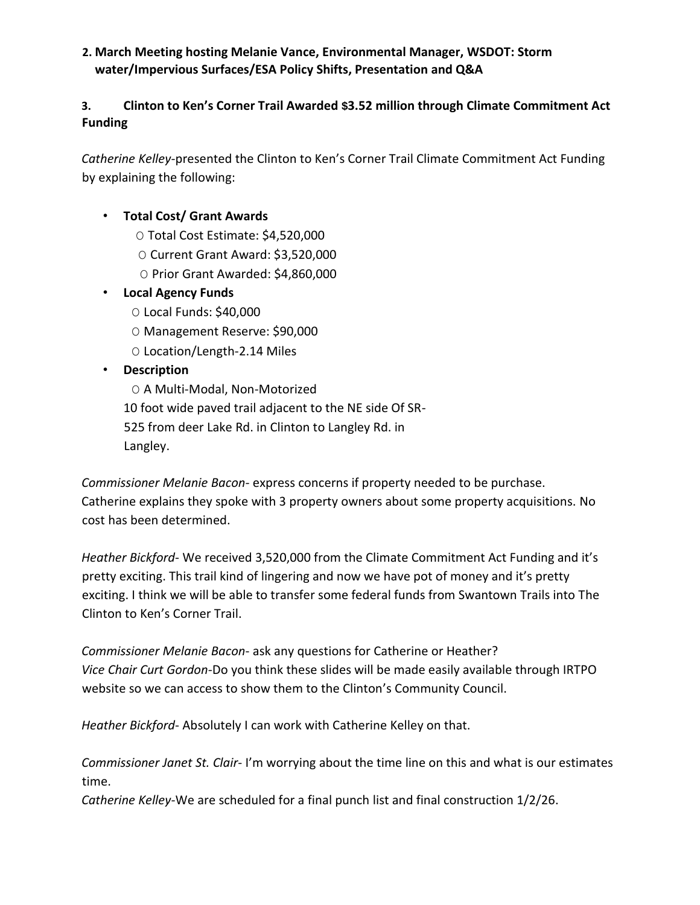**2. March Meeting hosting Melanie Vance, Environmental Manager, WSDOT: Storm water/Impervious Surfaces/ESA Policy Shifts, Presentation and Q&A**

**3. Clinton to Ken's Corner Trail Awarded $3.52 million through Climate Commitment Act Funding**

*Catherine Kelley*-presented the Clinton to Ken's Corner Trail Climate Commitment Act Funding by explaining the following:

- **Total Cost/ Grant Awards**
  - Total Cost Estimate: $4,520,000
  - Current Grant Award: $3,520,000
  - Prior Grant Awarded: $4,860,000
- **Local Agency Funds**
  - Local Funds: $40,000
  - Management Reserve: $90,000
  - Location/Length-2.14 Miles
- **Description**
  - A Multi-Modal, Non-Motorized 10 foot wide paved trail adjacent to the NE side Of SR-525 from deer Lake Rd. in Clinton to Langley Rd. in Langley.

*Commissioner Melanie Bacon*- express concerns if property needed to be purchase. Catherine explains they spoke with 3 property owners about some property acquisitions. No cost has been determined.

*Heather Bickford*- We received 3,520,000 from the Climate Commitment Act Funding and it's pretty exciting. This trail kind of lingering and now we have pot of money and it's pretty exciting. I think we will be able to transfer some federal funds from Swantown Trails into The Clinton to Ken's Corner Trail.

*Commissioner Melanie Bacon*- ask any questions for Catherine or Heather?
*Vice Chair Curt Gordon*-Do you think these slides will be made easily available through IRTPO website so we can access to show them to the Clinton's Community Council.

*Heather Bickford*- Absolutely I can work with Catherine Kelley on that.

*Commissioner Janet St. Clair*- I'm worrying about the time line on this and what is our estimates time.
*Catherine Kelley*-We are scheduled for a final punch list and final construction 1/2/26.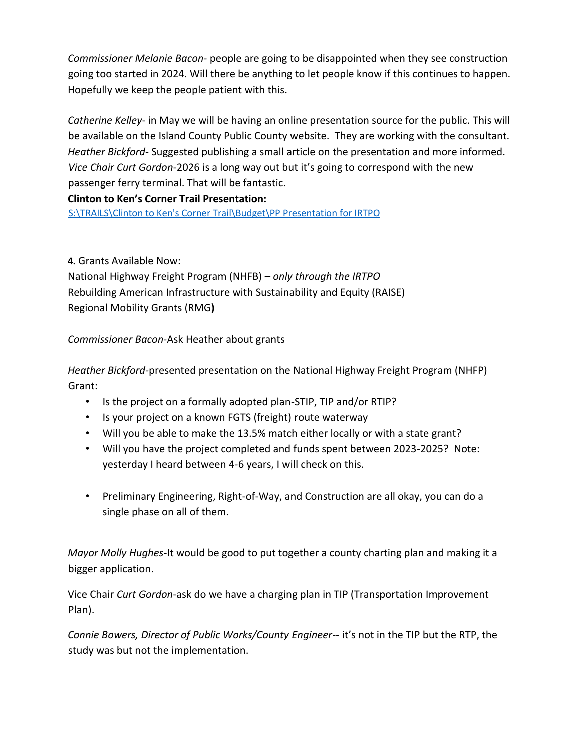*Commissioner Melanie Bacon*- people are going to be disappointed when they see construction going too started in 2024. Will there be anything to let people know if this continues to happen. Hopefully we keep the people patient with this.

*Catherine Kelley*- in May we will be having an online presentation source for the public. This will be available on the Island County Public County website. They are working with the consultant.
*Heather Bickford*- Suggested publishing a small article on the presentation and more informed.
*Vice Chair Curt Gordon*-2026 is a long way out but it's going to correspond with the new passenger ferry terminal. That will be fantastic.
**Clinton to Ken's Corner Trail Presentation:**
S:\TRAILS\Clinton to Ken's Corner Trail\Budget\PP Presentation for IRTPO

**4.** Grants Available Now:
National Highway Freight Program (NHFB) – *only through the IRTPO*
Rebuilding American Infrastructure with Sustainability and Equity (RAISE)
Regional Mobility Grants (RMG**)**

*Commissioner Bacon*-Ask Heather about grants

*Heather Bickford*-presented presentation on the National Highway Freight Program (NHFP) Grant:

- Is the project on a formally adopted plan-STIP, TIP and/or RTIP?
- Is your project on a known FGTS (freight) route waterway
- Will you be able to make the 13.5% match either locally or with a state grant?
- Will you have the project completed and funds spent between 2023-2025? Note: yesterday I heard between 4-6 years, I will check on this.

- Preliminary Engineering, Right-of-Way, and Construction are all okay, you can do a single phase on all of them.

*Mayor Molly Hughes*-It would be good to put together a county charting plan and making it a bigger application.

Vice Chair *Curt Gordon*-ask do we have a charging plan in TIP (Transportation Improvement Plan).

*Connie Bowers, Director of Public Works/County Engineer*-- it's not in the TIP but the RTP, the study was but not the implementation.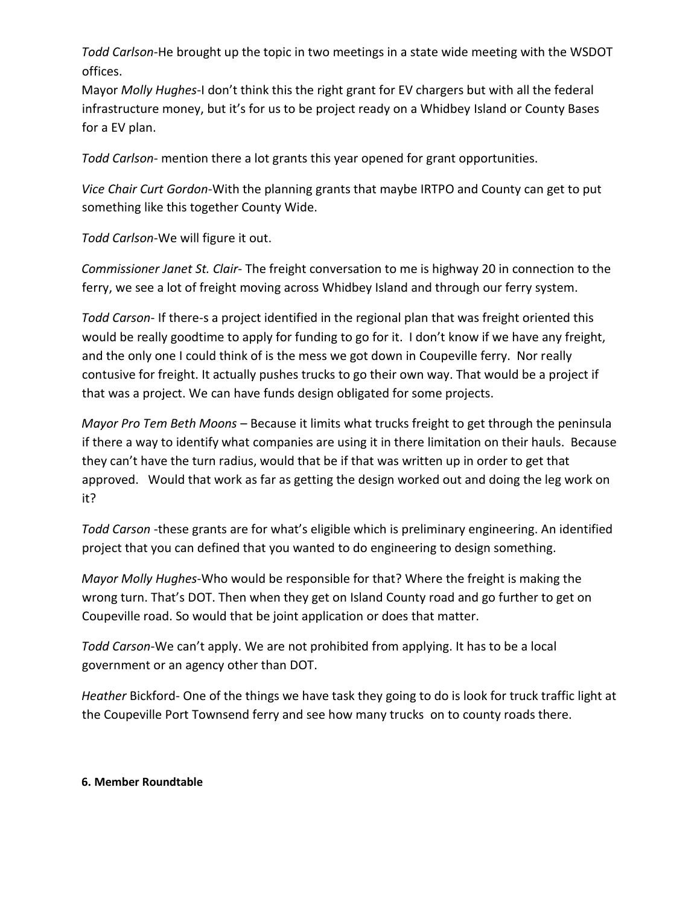*Todd Carlson*-He brought up the topic in two meetings in a state wide meeting with the WSDOT offices.

Mayor *Molly Hughes*-I don't think this the right grant for EV chargers but with all the federal infrastructure money, but it's for us to be project ready on a Whidbey Island or County Bases for a EV plan.

*Todd Carlson*- mention there a lot grants this year opened for grant opportunities.

*Vice Chair Curt Gordon*-With the planning grants that maybe IRTPO and County can get to put something like this together County Wide.

*Todd Carlson*-We will figure it out.

*Commissioner Janet St. Clair*- The freight conversation to me is highway 20 in connection to the ferry, we see a lot of freight moving across Whidbey Island and through our ferry system.

*Todd Carson*- If there-s a project identified in the regional plan that was freight oriented this would be really goodtime to apply for funding to go for it. I don't know if we have any freight, and the only one I could think of is the mess we got down in Coupeville ferry. Nor really contusive for freight. It actually pushes trucks to go their own way. That would be a project if that was a project. We can have funds design obligated for some projects.

*Mayor Pro Tem Beth Moons* – Because it limits what trucks freight to get through the peninsula if there a way to identify what companies are using it in there limitation on their hauls. Because they can't have the turn radius, would that be if that was written up in order to get that approved. Would that work as far as getting the design worked out and doing the leg work on it?

*Todd Carson* -these grants are for what's eligible which is preliminary engineering. An identified project that you can defined that you wanted to do engineering to design something.

*Mayor Molly Hughes*-Who would be responsible for that? Where the freight is making the wrong turn. That's DOT. Then when they get on Island County road and go further to get on Coupeville road. So would that be joint application or does that matter.

*Todd Carson*-We can't apply. We are not prohibited from applying. It has to be a local government or an agency other than DOT.

*Heather* Bickford- One of the things we have task they going to do is look for truck traffic light at the Coupeville Port Townsend ferry and see how many trucks on to county roads there.

**6. Member Roundtable**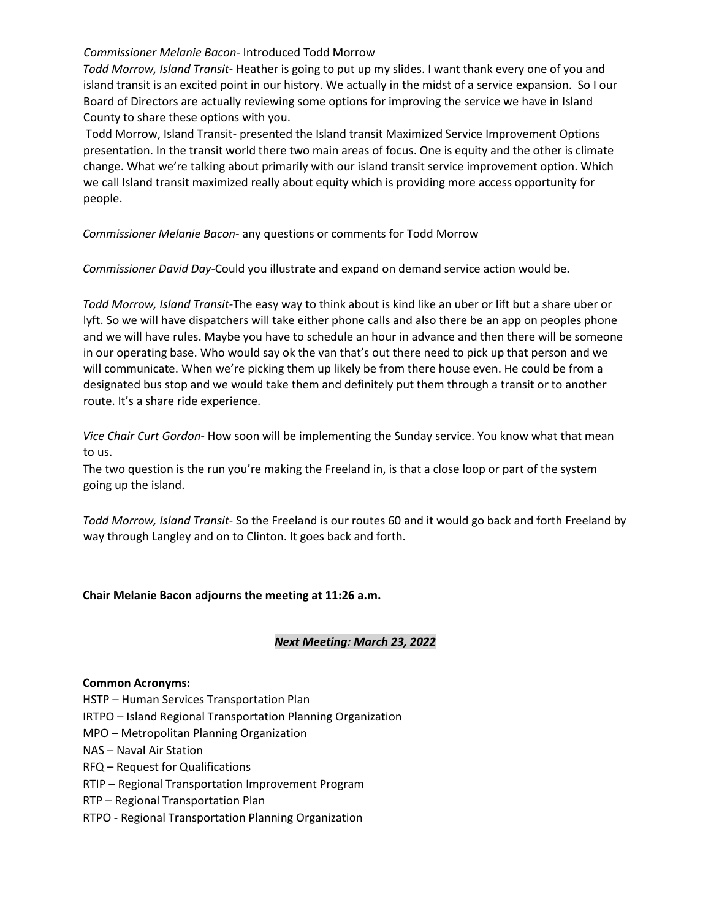*Commissioner Melanie Bacon*- Introduced Todd Morrow

*Todd Morrow, Island Transit*- Heather is going to put up my slides. I want thank every one of you and island transit is an excited point in our history. We actually in the midst of a service expansion. So I our Board of Directors are actually reviewing some options for improving the service we have in Island County to share these options with you.

Todd Morrow, Island Transit- presented the Island transit Maximized Service Improvement Options presentation. In the transit world there two main areas of focus. One is equity and the other is climate change. What we're talking about primarily with our island transit service improvement option. Which we call Island transit maximized really about equity which is providing more access opportunity for people.

*Commissioner Melanie Bacon*- any questions or comments for Todd Morrow

*Commissioner David Day*-Could you illustrate and expand on demand service action would be.

*Todd Morrow, Island Transit*-The easy way to think about is kind like an uber or lift but a share uber or lyft. So we will have dispatchers will take either phone calls and also there be an app on peoples phone and we will have rules. Maybe you have to schedule an hour in advance and then there will be someone in our operating base. Who would say ok the van that's out there need to pick up that person and we will communicate. When we're picking them up likely be from there house even. He could be from a designated bus stop and we would take them and definitely put them through a transit or to another route. It's a share ride experience.

*Vice Chair Curt Gordon*- How soon will be implementing the Sunday service. You know what that mean to us.

The two question is the run you're making the Freeland in, is that a close loop or part of the system going up the island.

*Todd Morrow, Island Transit*- So the Freeland is our routes 60 and it would go back and forth Freeland by way through Langley and on to Clinton. It goes back and forth.

**Chair Melanie Bacon adjourns the meeting at 11:26 a.m.**

***Next Meeting: March 23, 2022***

**Common Acronyms:**

HSTP – Human Services Transportation Plan

IRTPO – Island Regional Transportation Planning Organization

MPO – Metropolitan Planning Organization

NAS – Naval Air Station

RFQ – Request for Qualifications

RTIP – Regional Transportation Improvement Program

RTP – Regional Transportation Plan

RTPO - Regional Transportation Planning Organization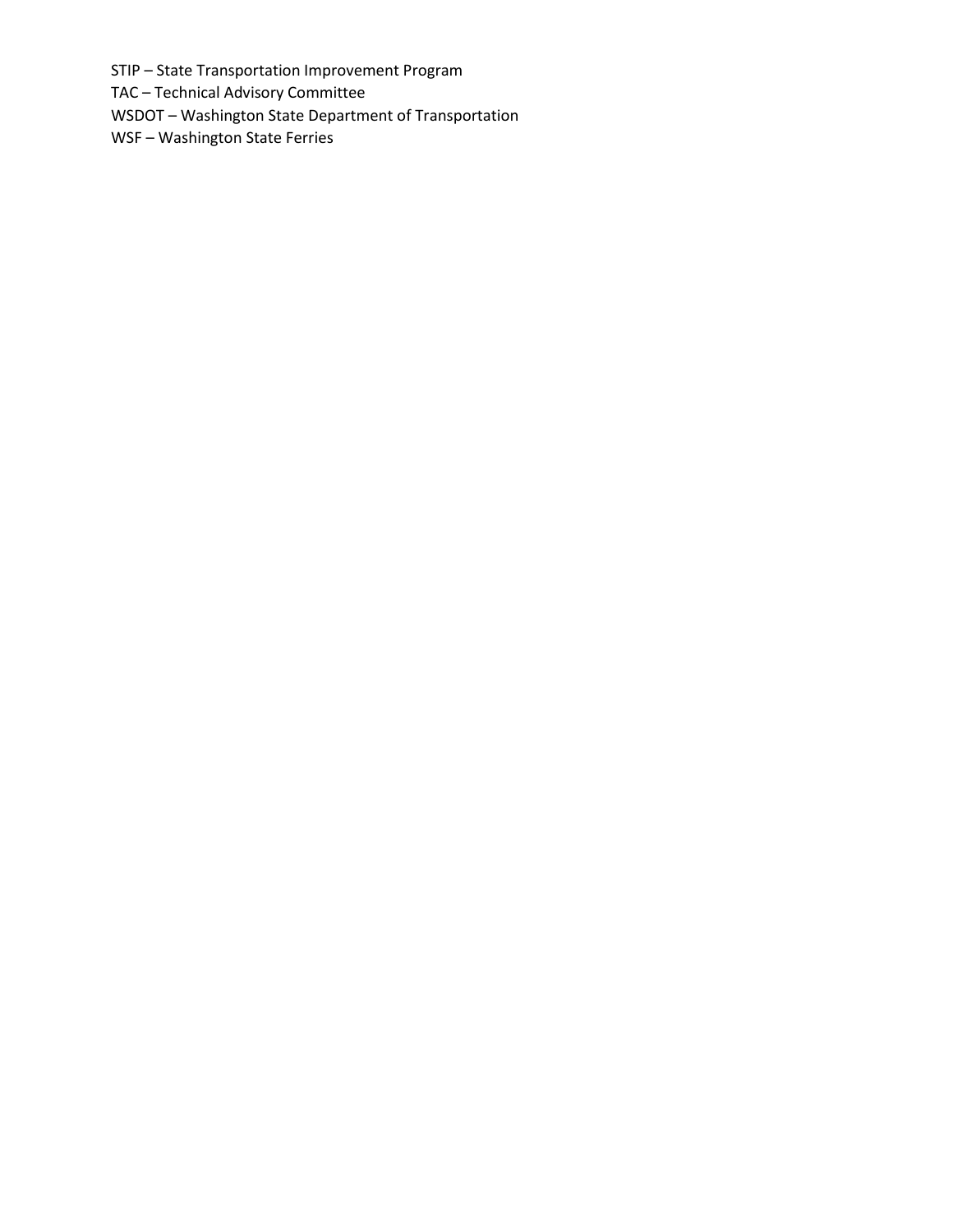STIP – State Transportation Improvement Program
TAC – Technical Advisory Committee
WSDOT – Washington State Department of Transportation
WSF – Washington State Ferries